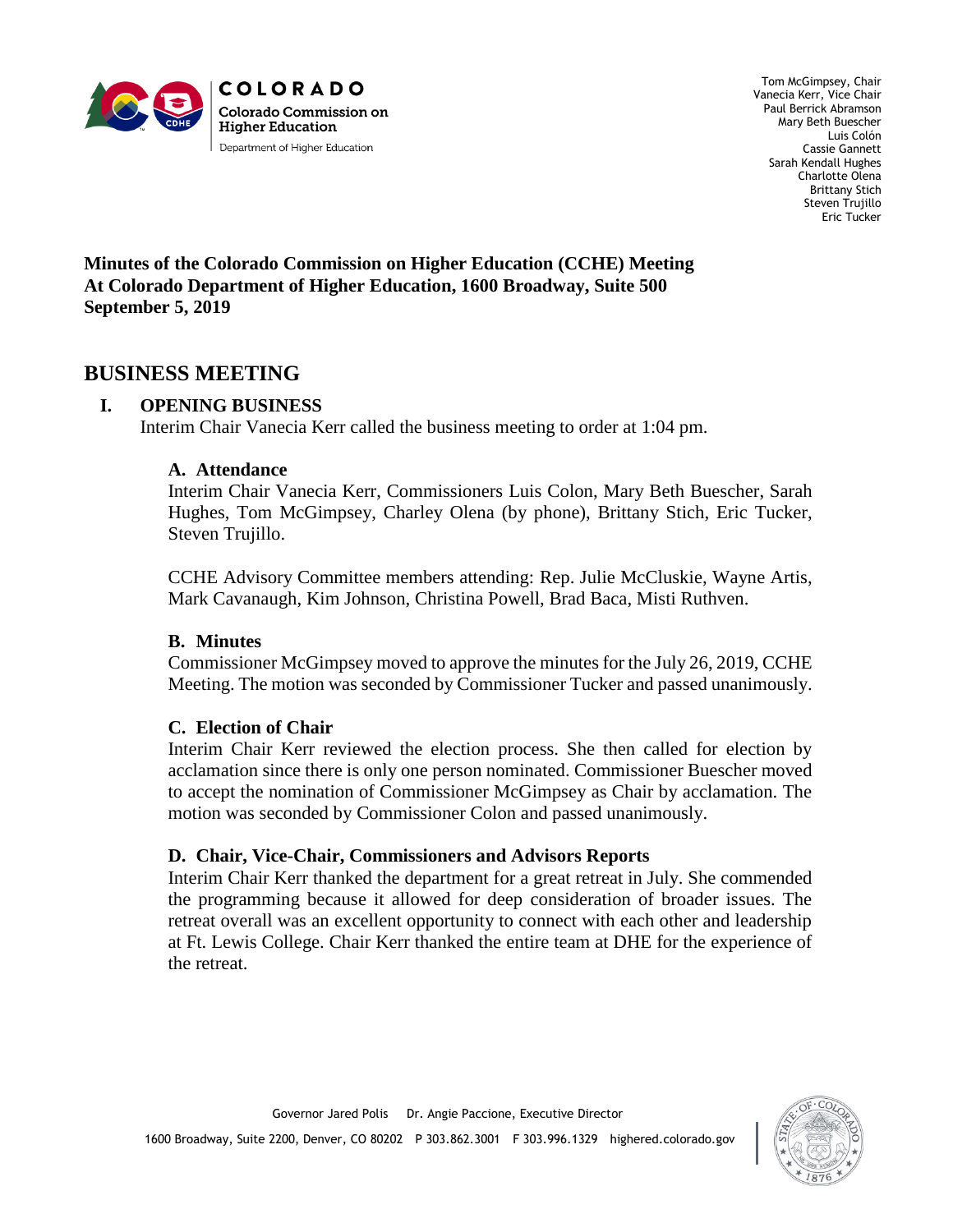COLORADO
Colorado Commission on Higher Education
Department of Higher Education

Tom McGimpsey, Chair
Vanecia Kerr, Vice Chair
Paul Berrick Abramson
Mary Beth Buescher
Luis Colón
Cassie Gannett
Sarah Kendall Hughes
Charlotte Olena
Brittany Stich
Steven Trujillo
Eric Tucker

**Minutes of the Colorado Commission on Higher Education (CCHE) Meeting**
**At Colorado Department of Higher Education, 1600 Broadway, Suite 500**
**September 5, 2019**

# BUSINESS MEETING

## I. OPENING BUSINESS

Interim Chair Vanecia Kerr called the business meeting to order at 1:04 pm.

### A. Attendance

Interim Chair Vanecia Kerr, Commissioners Luis Colon, Mary Beth Buescher, Sarah Hughes, Tom McGimpsey, Charley Olena (by phone), Brittany Stich, Eric Tucker, Steven Trujillo.

CCHE Advisory Committee members attending: Rep. Julie McCluskie, Wayne Artis, Mark Cavanaugh, Kim Johnson, Christina Powell, Brad Baca, Misti Ruthven.

### B. Minutes

Commissioner McGimpsey moved to approve the minutes for the July 26, 2019, CCHE Meeting. The motion was seconded by Commissioner Tucker and passed unanimously.

### C. Election of Chair

Interim Chair Kerr reviewed the election process. She then called for election by acclamation since there is only one person nominated. Commissioner Buescher moved to accept the nomination of Commissioner McGimpsey as Chair by acclamation. The motion was seconded by Commissioner Colon and passed unanimously.

### D. Chair, Vice-Chair, Commissioners and Advisors Reports

Interim Chair Kerr thanked the department for a great retreat in July. She commended the programming because it allowed for deep consideration of broader issues. The retreat overall was an excellent opportunity to connect with each other and leadership at Ft. Lewis College. Chair Kerr thanked the entire team at DHE for the experience of the retreat.

Governor Jared Polis Dr. Angie Paccione, Executive Director

1600 Broadway, Suite 2200, Denver, CO 80202 P 303.862.3001 F 303.996.1329 highered.colorado.gov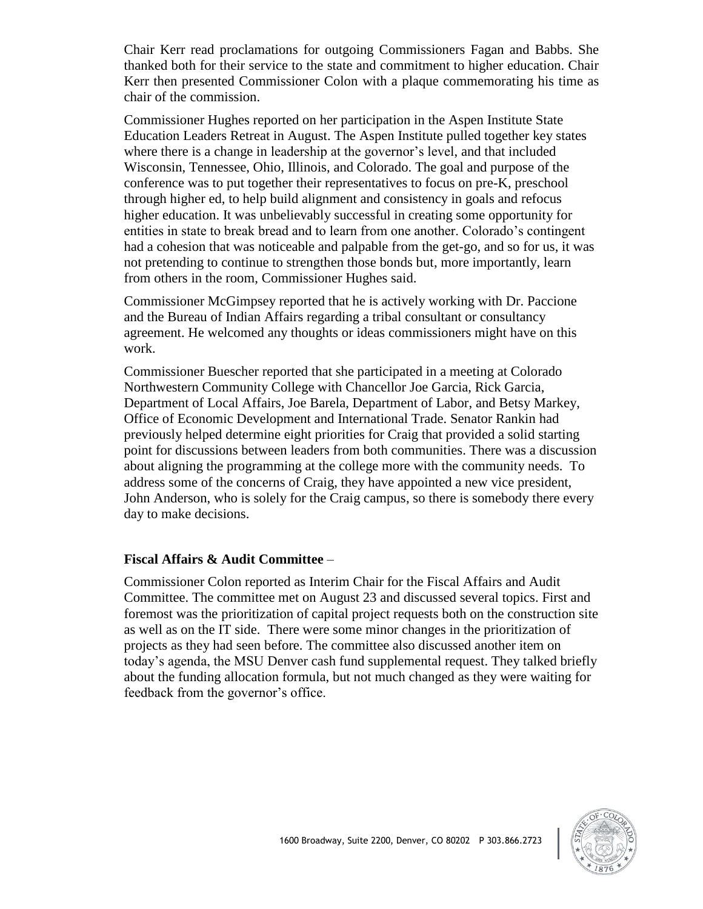Chair Kerr read proclamations for outgoing Commissioners Fagan and Babbs. She thanked both for their service to the state and commitment to higher education. Chair Kerr then presented Commissioner Colon with a plaque commemorating his time as chair of the commission.

Commissioner Hughes reported on her participation in the Aspen Institute State Education Leaders Retreat in August. The Aspen Institute pulled together key states where there is a change in leadership at the governor's level, and that included Wisconsin, Tennessee, Ohio, Illinois, and Colorado. The goal and purpose of the conference was to put together their representatives to focus on pre-K, preschool through higher ed, to help build alignment and consistency in goals and refocus higher education. It was unbelievably successful in creating some opportunity for entities in state to break bread and to learn from one another. Colorado's contingent had a cohesion that was noticeable and palpable from the get-go, and so for us, it was not pretending to continue to strengthen those bonds but, more importantly, learn from others in the room, Commissioner Hughes said.

Commissioner McGimpsey reported that he is actively working with Dr. Paccione and the Bureau of Indian Affairs regarding a tribal consultant or consultancy agreement. He welcomed any thoughts or ideas commissioners might have on this work.

Commissioner Buescher reported that she participated in a meeting at Colorado Northwestern Community College with Chancellor Joe Garcia, Rick Garcia, Department of Local Affairs, Joe Barela, Department of Labor, and Betsy Markey, Office of Economic Development and International Trade. Senator Rankin had previously helped determine eight priorities for Craig that provided a solid starting point for discussions between leaders from both communities. There was a discussion about aligning the programming at the college more with the community needs. To address some of the concerns of Craig, they have appointed a new vice president, John Anderson, who is solely for the Craig campus, so there is somebody there every day to make decisions.

**Fiscal Affairs & Audit Committee** –

Commissioner Colon reported as Interim Chair for the Fiscal Affairs and Audit Committee. The committee met on August 23 and discussed several topics. First and foremost was the prioritization of capital project requests both on the construction site as well as on the IT side. There were some minor changes in the prioritization of projects as they had seen before. The committee also discussed another item on today's agenda, the MSU Denver cash fund supplemental request. They talked briefly about the funding allocation formula, but not much changed as they were waiting for feedback from the governor's office.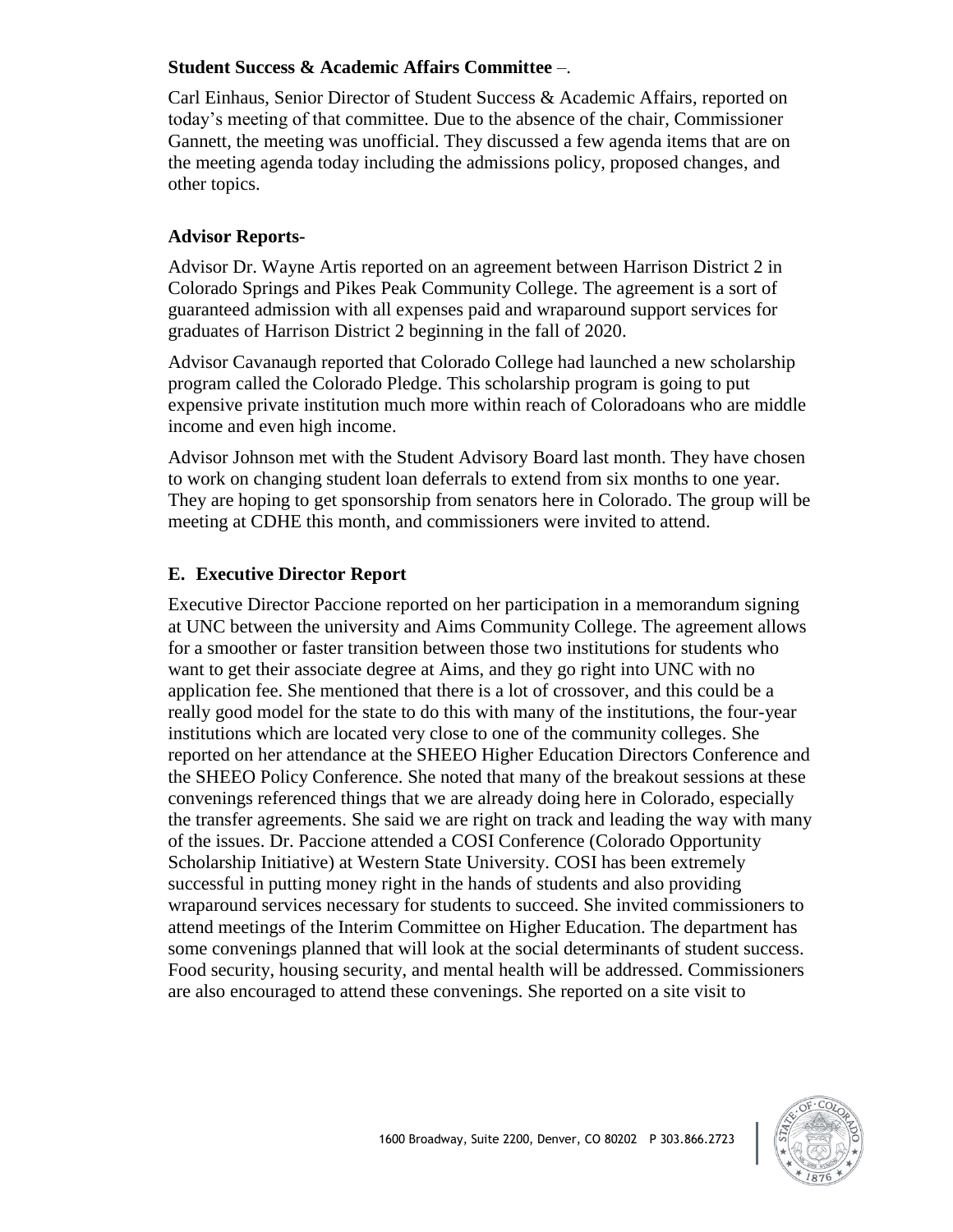**Student Success & Academic Affairs Committee** –.

Carl Einhaus, Senior Director of Student Success & Academic Affairs, reported on today's meeting of that committee. Due to the absence of the chair, Commissioner Gannett, the meeting was unofficial. They discussed a few agenda items that are on the meeting agenda today including the admissions policy, proposed changes, and other topics.

**Advisor Reports-**

Advisor Dr. Wayne Artis reported on an agreement between Harrison District 2 in Colorado Springs and Pikes Peak Community College. The agreement is a sort of guaranteed admission with all expenses paid and wraparound support services for graduates of Harrison District 2 beginning in the fall of 2020.

Advisor Cavanaugh reported that Colorado College had launched a new scholarship program called the Colorado Pledge. This scholarship program is going to put expensive private institution much more within reach of Coloradoans who are middle income and even high income.

Advisor Johnson met with the Student Advisory Board last month. They have chosen to work on changing student loan deferrals to extend from six months to one year. They are hoping to get sponsorship from senators here in Colorado. The group will be meeting at CDHE this month, and commissioners were invited to attend.

## E. Executive Director Report

Executive Director Paccione reported on her participation in a memorandum signing at UNC between the university and Aims Community College. The agreement allows for a smoother or faster transition between those two institutions for students who want to get their associate degree at Aims, and they go right into UNC with no application fee. She mentioned that there is a lot of crossover, and this could be a really good model for the state to do this with many of the institutions, the four-year institutions which are located very close to one of the community colleges. She reported on her attendance at the SHEEO Higher Education Directors Conference and the SHEEO Policy Conference. She noted that many of the breakout sessions at these convenings referenced things that we are already doing here in Colorado, especially the transfer agreements. She said we are right on track and leading the way with many of the issues. Dr. Paccione attended a COSI Conference (Colorado Opportunity Scholarship Initiative) at Western State University. COSI has been extremely successful in putting money right in the hands of students and also providing wraparound services necessary for students to succeed. She invited commissioners to attend meetings of the Interim Committee on Higher Education. The department has some convenings planned that will look at the social determinants of student success. Food security, housing security, and mental health will be addressed. Commissioners are also encouraged to attend these convenings. She reported on a site visit to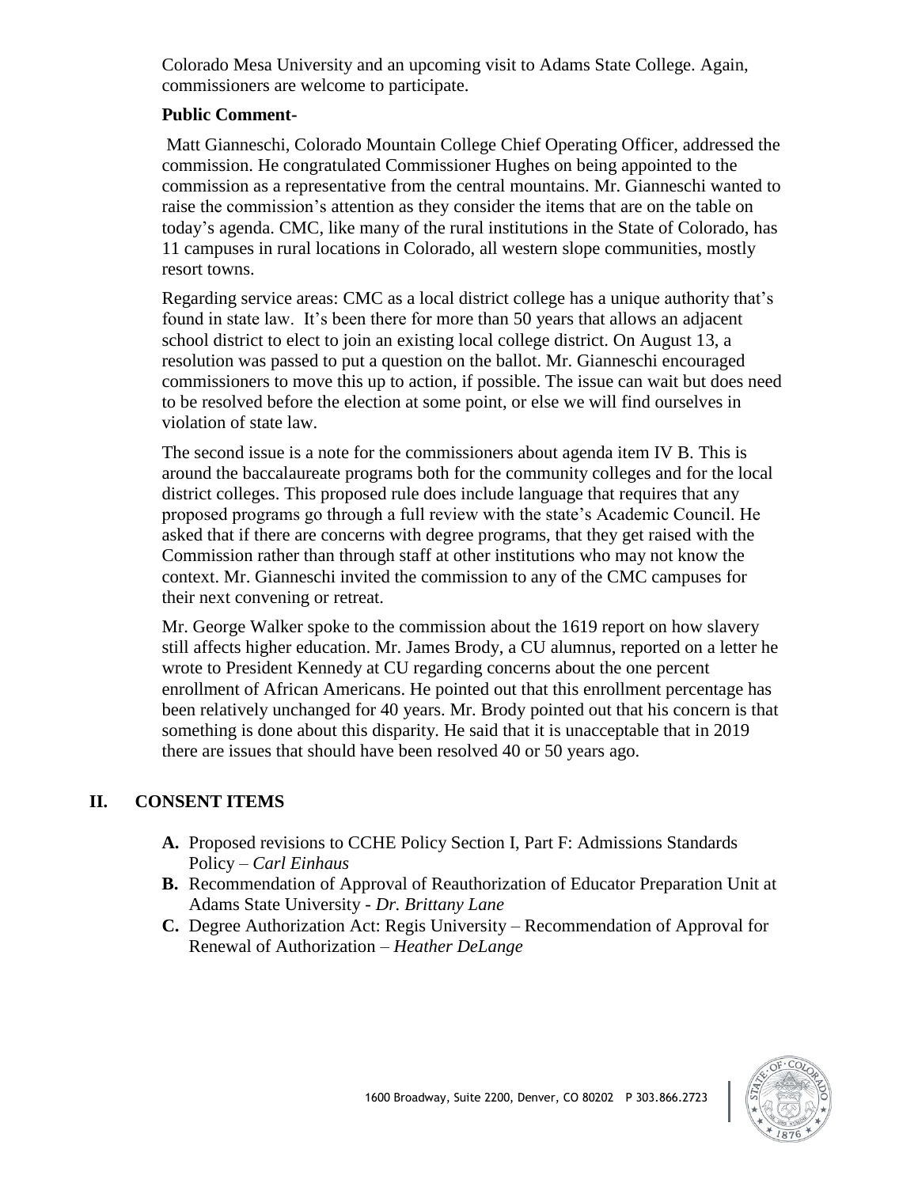Colorado Mesa University and an upcoming visit to Adams State College. Again, commissioners are welcome to participate.

**Public Comment-**

Matt Gianneschi, Colorado Mountain College Chief Operating Officer, addressed the commission. He congratulated Commissioner Hughes on being appointed to the commission as a representative from the central mountains. Mr. Gianneschi wanted to raise the commission's attention as they consider the items that are on the table on today's agenda. CMC, like many of the rural institutions in the State of Colorado, has 11 campuses in rural locations in Colorado, all western slope communities, mostly resort towns.

Regarding service areas: CMC as a local district college has a unique authority that's found in state law. It's been there for more than 50 years that allows an adjacent school district to elect to join an existing local college district. On August 13, a resolution was passed to put a question on the ballot. Mr. Gianneschi encouraged commissioners to move this up to action, if possible. The issue can wait but does need to be resolved before the election at some point, or else we will find ourselves in violation of state law.

The second issue is a note for the commissioners about agenda item IV B. This is around the baccalaureate programs both for the community colleges and for the local district colleges. This proposed rule does include language that requires that any proposed programs go through a full review with the state's Academic Council. He asked that if there are concerns with degree programs, that they get raised with the Commission rather than through staff at other institutions who may not know the context. Mr. Gianneschi invited the commission to any of the CMC campuses for their next convening or retreat.

Mr. George Walker spoke to the commission about the 1619 report on how slavery still affects higher education. Mr. James Brody, a CU alumnus, reported on a letter he wrote to President Kennedy at CU regarding concerns about the one percent enrollment of African Americans. He pointed out that this enrollment percentage has been relatively unchanged for 40 years. Mr. Brody pointed out that his concern is that something is done about this disparity. He said that it is unacceptable that in 2019 there are issues that should have been resolved 40 or 50 years ago.

## II. CONSENT ITEMS

- **A.** Proposed revisions to CCHE Policy Section I, Part F: Admissions Standards Policy – *Carl Einhaus*
- **B.** Recommendation of Approval of Reauthorization of Educator Preparation Unit at Adams State University - *Dr. Brittany Lane*
- **C.** Degree Authorization Act: Regis University – Recommendation of Approval for Renewal of Authorization – *Heather DeLange*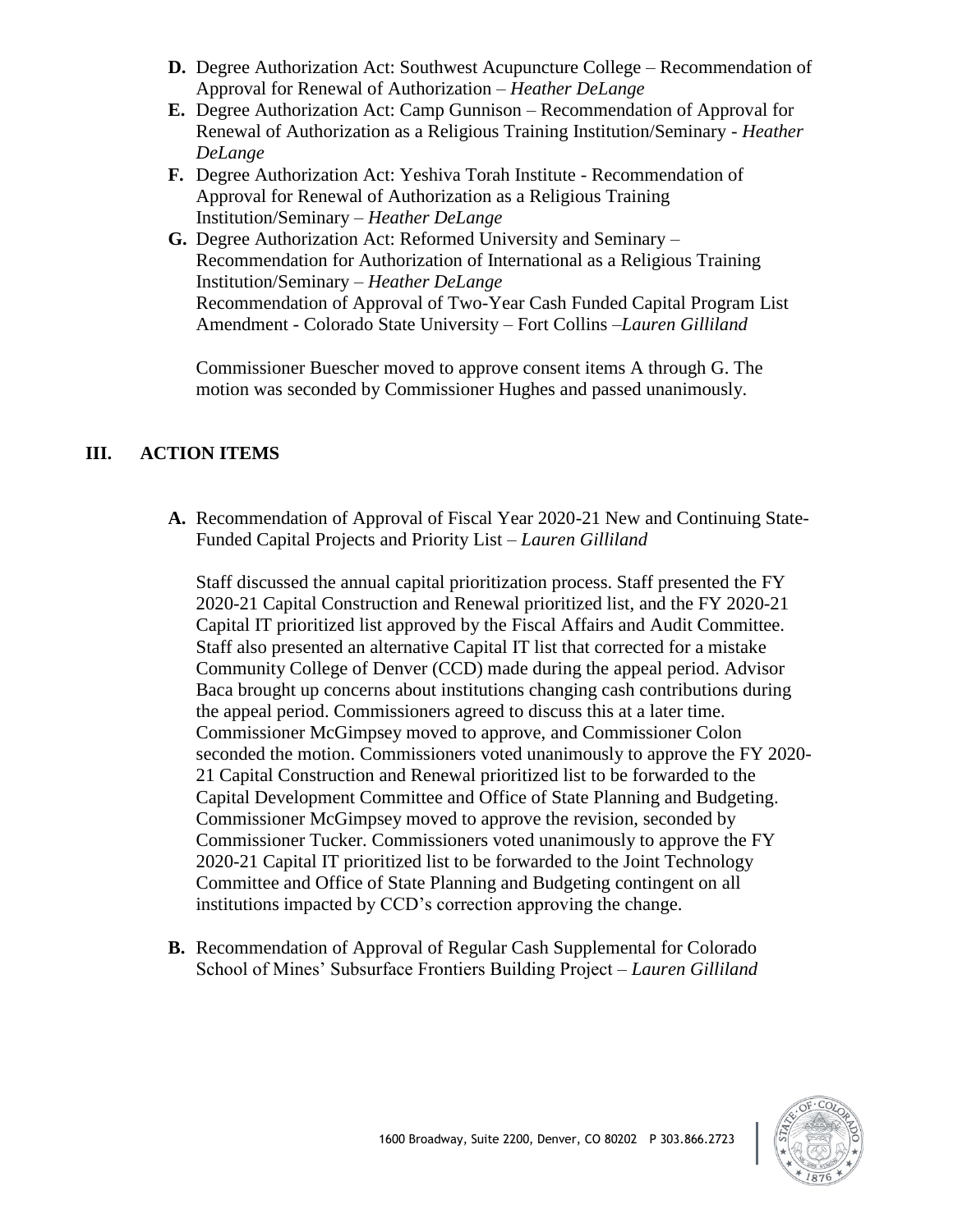**D.** Degree Authorization Act: Southwest Acupuncture College – Recommendation of Approval for Renewal of Authorization – *Heather DeLange*

**E.** Degree Authorization Act: Camp Gunnison – Recommendation of Approval for Renewal of Authorization as a Religious Training Institution/Seminary - *Heather DeLange*

**F.** Degree Authorization Act: Yeshiva Torah Institute - Recommendation of Approval for Renewal of Authorization as a Religious Training Institution/Seminary – *Heather DeLange*

**G.** Degree Authorization Act: Reformed University and Seminary – Recommendation for Authorization of International as a Religious Training Institution/Seminary – *Heather DeLange*
Recommendation of Approval of Two-Year Cash Funded Capital Program List Amendment - Colorado State University – Fort Collins –*Lauren Gilliland*

Commissioner Buescher moved to approve consent items A through G. The motion was seconded by Commissioner Hughes and passed unanimously.

## III. ACTION ITEMS

**A.** Recommendation of Approval of Fiscal Year 2020-21 New and Continuing State-Funded Capital Projects and Priority List – *Lauren Gilliland*

Staff discussed the annual capital prioritization process. Staff presented the FY 2020-21 Capital Construction and Renewal prioritized list, and the FY 2020-21 Capital IT prioritized list approved by the Fiscal Affairs and Audit Committee. Staff also presented an alternative Capital IT list that corrected for a mistake Community College of Denver (CCD) made during the appeal period. Advisor Baca brought up concerns about institutions changing cash contributions during the appeal period. Commissioners agreed to discuss this at a later time. Commissioner McGimpsey moved to approve, and Commissioner Colon seconded the motion. Commissioners voted unanimously to approve the FY 2020-21 Capital Construction and Renewal prioritized list to be forwarded to the Capital Development Committee and Office of State Planning and Budgeting. Commissioner McGimpsey moved to approve the revision, seconded by Commissioner Tucker. Commissioners voted unanimously to approve the FY 2020-21 Capital IT prioritized list to be forwarded to the Joint Technology Committee and Office of State Planning and Budgeting contingent on all institutions impacted by CCD's correction approving the change.

**B.** Recommendation of Approval of Regular Cash Supplemental for Colorado School of Mines' Subsurface Frontiers Building Project – *Lauren Gilliland*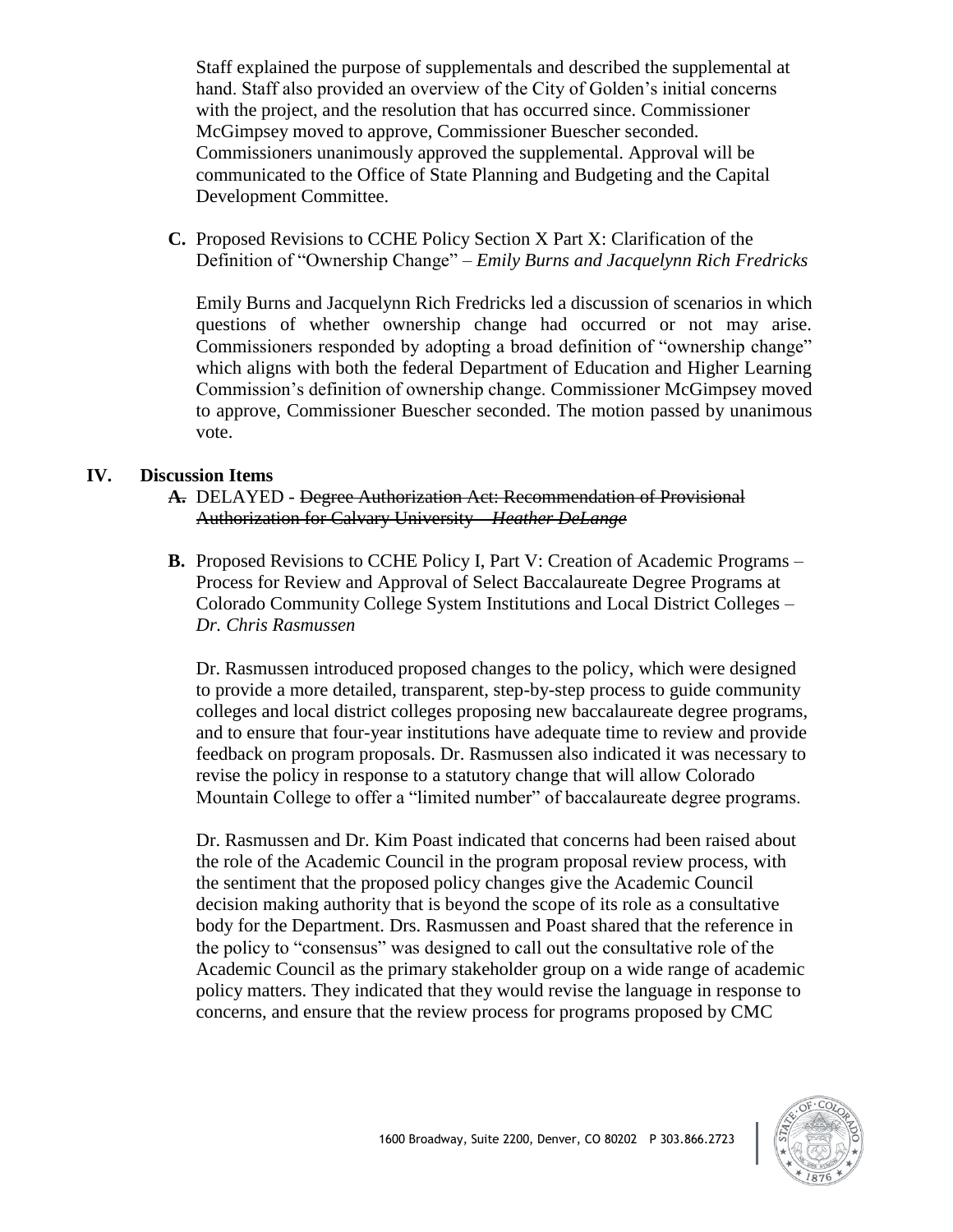Staff explained the purpose of supplementals and described the supplemental at hand. Staff also provided an overview of the City of Golden's initial concerns with the project, and the resolution that has occurred since. Commissioner McGimpsey moved to approve, Commissioner Buescher seconded. Commissioners unanimously approved the supplemental. Approval will be communicated to the Office of State Planning and Budgeting and the Capital Development Committee.

**C.** Proposed Revisions to CCHE Policy Section X Part X: Clarification of the Definition of "Ownership Change" – *Emily Burns and Jacquelynn Rich Fredricks*

Emily Burns and Jacquelynn Rich Fredricks led a discussion of scenarios in which questions of whether ownership change had occurred or not may arise. Commissioners responded by adopting a broad definition of "ownership change" which aligns with both the federal Department of Education and Higher Learning Commission's definition of ownership change. Commissioner McGimpsey moved to approve, Commissioner Buescher seconded. The motion passed by unanimous vote.

## IV. Discussion Items

**~~A.~~** DELAYED - ~~Degree Authorization Act: Recommendation of Provisional Authorization for Calvary University – *Heather DeLange*~~

**B.** Proposed Revisions to CCHE Policy I, Part V: Creation of Academic Programs – Process for Review and Approval of Select Baccalaureate Degree Programs at Colorado Community College System Institutions and Local District Colleges – *Dr. Chris Rasmussen*

Dr. Rasmussen introduced proposed changes to the policy, which were designed to provide a more detailed, transparent, step-by-step process to guide community colleges and local district colleges proposing new baccalaureate degree programs, and to ensure that four-year institutions have adequate time to review and provide feedback on program proposals. Dr. Rasmussen also indicated it was necessary to revise the policy in response to a statutory change that will allow Colorado Mountain College to offer a "limited number" of baccalaureate degree programs.

Dr. Rasmussen and Dr. Kim Poast indicated that concerns had been raised about the role of the Academic Council in the program proposal review process, with the sentiment that the proposed policy changes give the Academic Council decision making authority that is beyond the scope of its role as a consultative body for the Department. Drs. Rasmussen and Poast shared that the reference in the policy to "consensus" was designed to call out the consultative role of the Academic Council as the primary stakeholder group on a wide range of academic policy matters. They indicated that they would revise the language in response to concerns, and ensure that the review process for programs proposed by CMC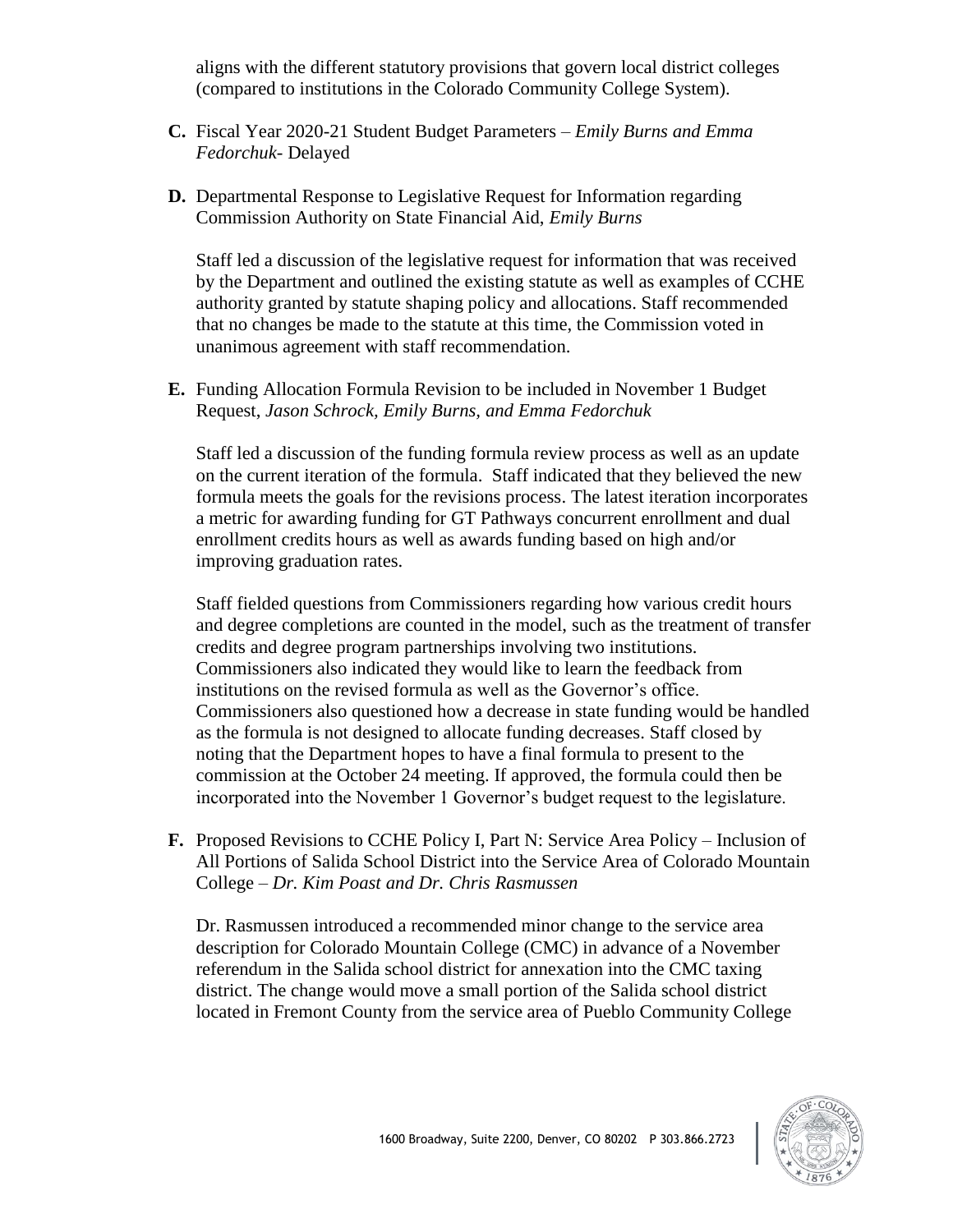aligns with the different statutory provisions that govern local district colleges (compared to institutions in the Colorado Community College System).

**C.** Fiscal Year 2020-21 Student Budget Parameters – *Emily Burns and Emma Fedorchuk*- Delayed

**D.** Departmental Response to Legislative Request for Information regarding Commission Authority on State Financial Aid, *Emily Burns*

Staff led a discussion of the legislative request for information that was received by the Department and outlined the existing statute as well as examples of CCHE authority granted by statute shaping policy and allocations. Staff recommended that no changes be made to the statute at this time, the Commission voted in unanimous agreement with staff recommendation.

**E.** Funding Allocation Formula Revision to be included in November 1 Budget Request, *Jason Schrock, Emily Burns, and Emma Fedorchuk*

Staff led a discussion of the funding formula review process as well as an update on the current iteration of the formula. Staff indicated that they believed the new formula meets the goals for the revisions process. The latest iteration incorporates a metric for awarding funding for GT Pathways concurrent enrollment and dual enrollment credits hours as well as awards funding based on high and/or improving graduation rates.

Staff fielded questions from Commissioners regarding how various credit hours and degree completions are counted in the model, such as the treatment of transfer credits and degree program partnerships involving two institutions. Commissioners also indicated they would like to learn the feedback from institutions on the revised formula as well as the Governor's office. Commissioners also questioned how a decrease in state funding would be handled as the formula is not designed to allocate funding decreases. Staff closed by noting that the Department hopes to have a final formula to present to the commission at the October 24 meeting. If approved, the formula could then be incorporated into the November 1 Governor's budget request to the legislature.

**F.** Proposed Revisions to CCHE Policy I, Part N: Service Area Policy – Inclusion of All Portions of Salida School District into the Service Area of Colorado Mountain College – *Dr. Kim Poast and Dr. Chris Rasmussen*

Dr. Rasmussen introduced a recommended minor change to the service area description for Colorado Mountain College (CMC) in advance of a November referendum in the Salida school district for annexation into the CMC taxing district. The change would move a small portion of the Salida school district located in Fremont County from the service area of Pueblo Community College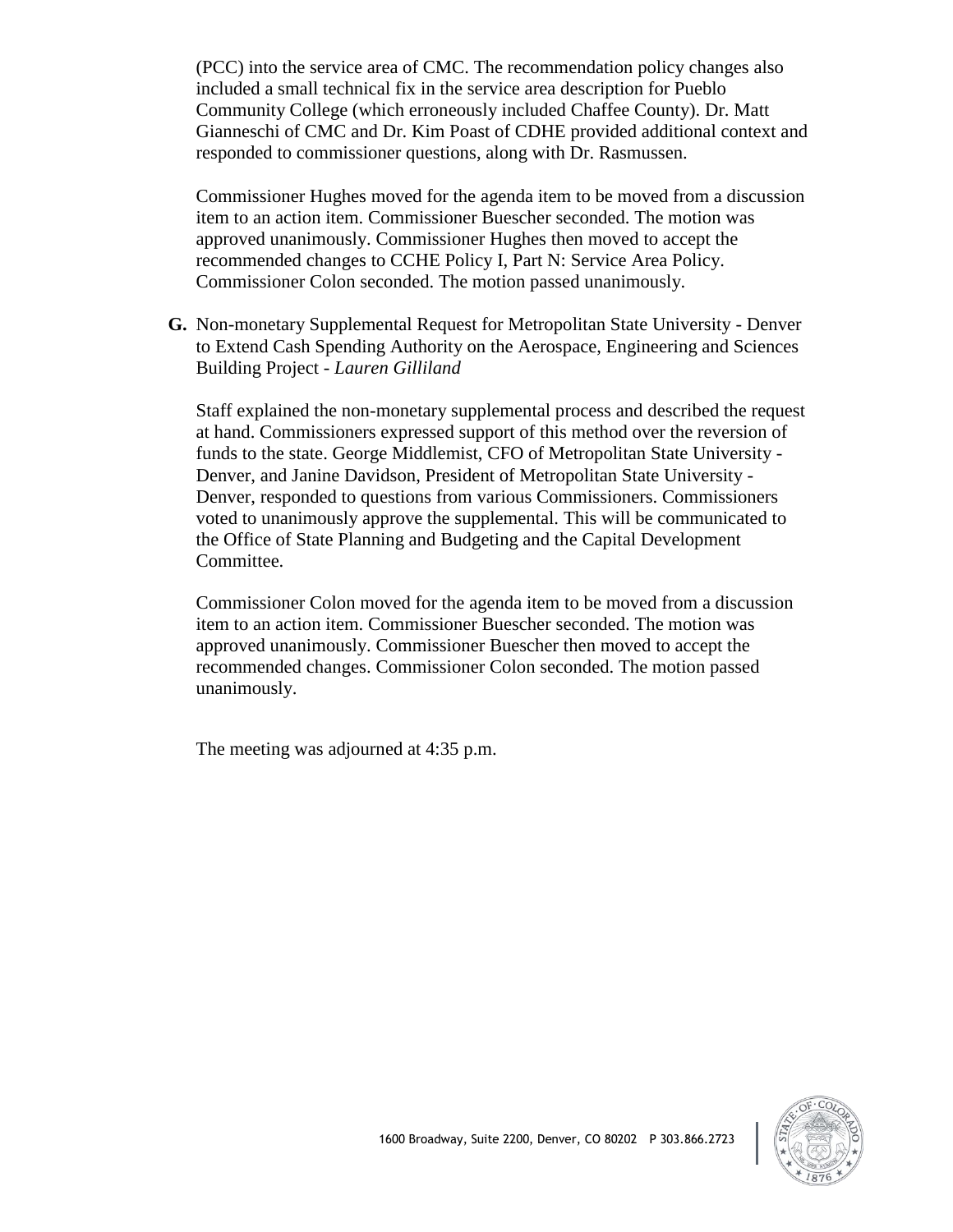(PCC) into the service area of CMC. The recommendation policy changes also included a small technical fix in the service area description for Pueblo Community College (which erroneously included Chaffee County). Dr. Matt Gianneschi of CMC and Dr. Kim Poast of CDHE provided additional context and responded to commissioner questions, along with Dr. Rasmussen.

Commissioner Hughes moved for the agenda item to be moved from a discussion item to an action item. Commissioner Buescher seconded. The motion was approved unanimously. Commissioner Hughes then moved to accept the recommended changes to CCHE Policy I, Part N: Service Area Policy. Commissioner Colon seconded. The motion passed unanimously.

**G.** Non-monetary Supplemental Request for Metropolitan State University - Denver to Extend Cash Spending Authority on the Aerospace, Engineering and Sciences Building Project - *Lauren Gilliland*

Staff explained the non-monetary supplemental process and described the request at hand. Commissioners expressed support of this method over the reversion of funds to the state. George Middlemist, CFO of Metropolitan State University - Denver, and Janine Davidson, President of Metropolitan State University - Denver, responded to questions from various Commissioners. Commissioners voted to unanimously approve the supplemental. This will be communicated to the Office of State Planning and Budgeting and the Capital Development Committee.

Commissioner Colon moved for the agenda item to be moved from a discussion item to an action item. Commissioner Buescher seconded. The motion was approved unanimously. Commissioner Buescher then moved to accept the recommended changes. Commissioner Colon seconded. The motion passed unanimously.

The meeting was adjourned at 4:35 p.m.